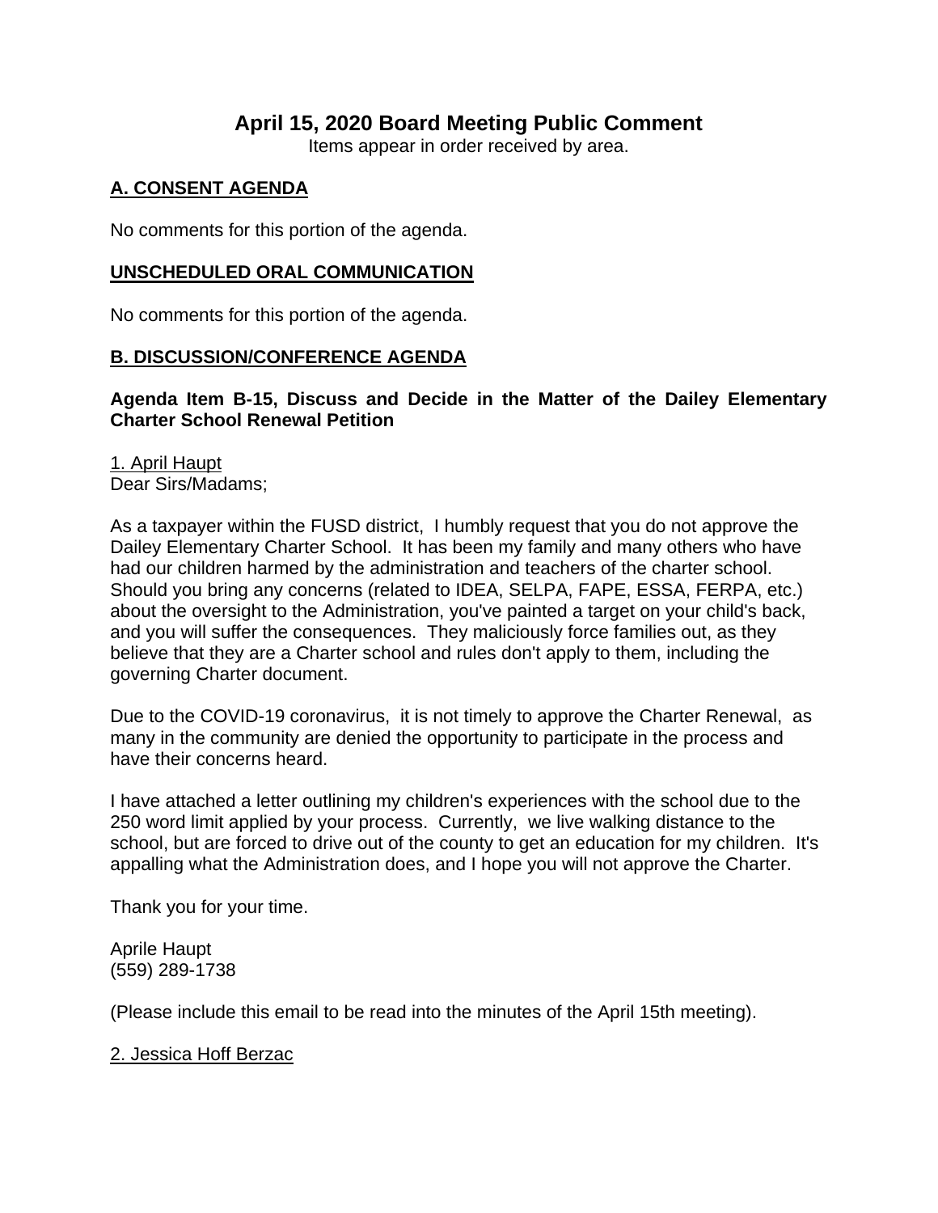# April 15, 2020 Board Meeting Public Comment

Items appear in order received by area.

## A. CONSENT AGENDA

No comments for this portion of the agenda.

## UNSCHEDULED ORAL COMMUNICATION

No comments for this portion of the agenda.

## B. DISCUSSION/CONFERENCE AGENDA

### Agenda Item B-15, Discuss and Decide in the Matter of the Dailey Elementary Charter School Renewal Petition

1. April Haupt

Dear Sirs/Madams;

As a taxpayer within the FUSD district, I humbly request that you do not approve the Dailey Elementary Charter School. It has been my family and many others who have had our children harmed by the administration and teachers of the charter school. Should you bring any concerns (related to IDEA, SELPA, FAPE, ESSA, FERPA, etc.) about the oversight to the Administration, you've painted a target on your child's back, and you will suffer the consequences. They maliciously force families out, as they believe that they are a Charter school and rules don't apply to them, including the governing Charter document.

Due to the COVID-19 coronavirus, it is not timely to approve the Charter Renewal, as many in the community are denied the opportunity to participate in the process and have their concerns heard.

I have attached a letter outlining my children's experiences with the school due to the 250 word limit applied by your process. Currently, we live walking distance to the school, but are forced to drive out of the county to get an education for my children. It's appalling what the Administration does, and I hope you will not approve the Charter.

Thank you for your time.

Aprile Haupt
(559) 289-1738

(Please include this email to be read into the minutes of the April 15th meeting).

2. Jessica Hoff Berzac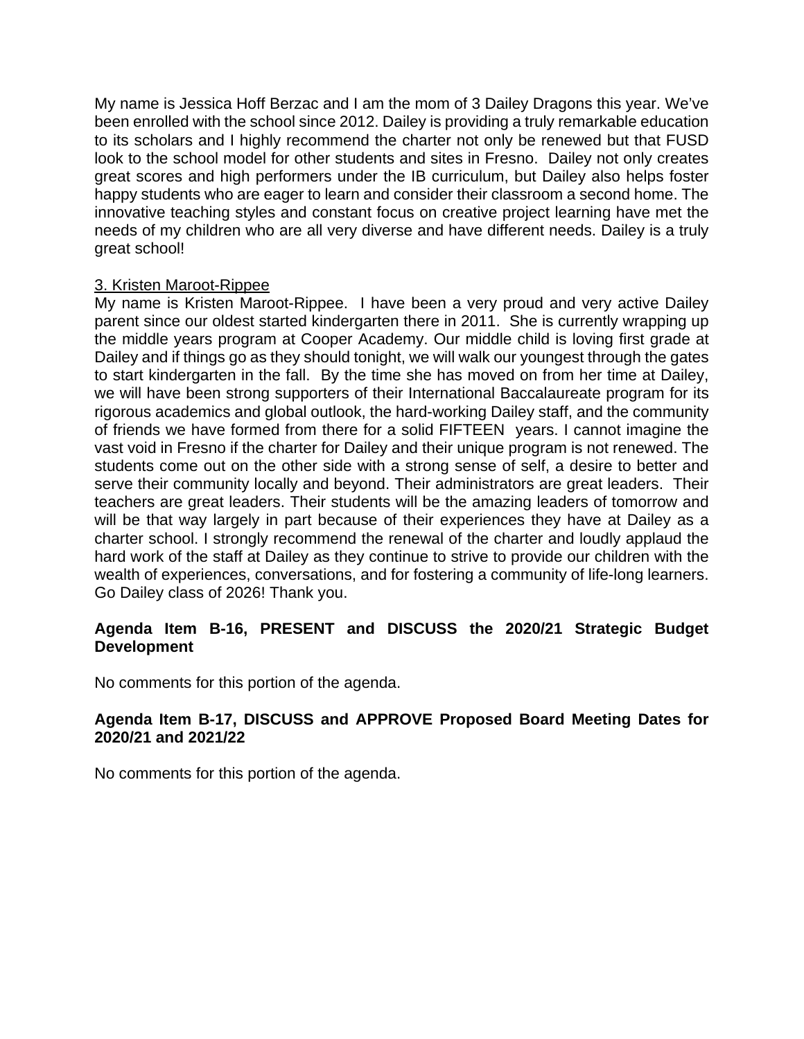My name is Jessica Hoff Berzac and I am the mom of 3 Dailey Dragons this year. We've been enrolled with the school since 2012. Dailey is providing a truly remarkable education to its scholars and I highly recommend the charter not only be renewed but that FUSD look to the school model for other students and sites in Fresno. Dailey not only creates great scores and high performers under the IB curriculum, but Dailey also helps foster happy students who are eager to learn and consider their classroom a second home. The innovative teaching styles and constant focus on creative project learning have met the needs of my children who are all very diverse and have different needs. Dailey is a truly great school!

3. Kristen Maroot-Rippee

My name is Kristen Maroot-Rippee. I have been a very proud and very active Dailey parent since our oldest started kindergarten there in 2011. She is currently wrapping up the middle years program at Cooper Academy. Our middle child is loving first grade at Dailey and if things go as they should tonight, we will walk our youngest through the gates to start kindergarten in the fall. By the time she has moved on from her time at Dailey, we will have been strong supporters of their International Baccalaureate program for its rigorous academics and global outlook, the hard-working Dailey staff, and the community of friends we have formed from there for a solid FIFTEEN years. I cannot imagine the vast void in Fresno if the charter for Dailey and their unique program is not renewed. The students come out on the other side with a strong sense of self, a desire to better and serve their community locally and beyond. Their administrators are great leaders. Their teachers are great leaders. Their students will be the amazing leaders of tomorrow and will be that way largely in part because of their experiences they have at Dailey as a charter school. I strongly recommend the renewal of the charter and loudly applaud the hard work of the staff at Dailey as they continue to strive to provide our children with the wealth of experiences, conversations, and for fostering a community of life-long learners. Go Dailey class of 2026! Thank you.

**Agenda Item B-16, PRESENT and DISCUSS the 2020/21 Strategic Budget Development**

No comments for this portion of the agenda.

**Agenda Item B-17, DISCUSS and APPROVE Proposed Board Meeting Dates for 2020/21 and 2021/22**

No comments for this portion of the agenda.